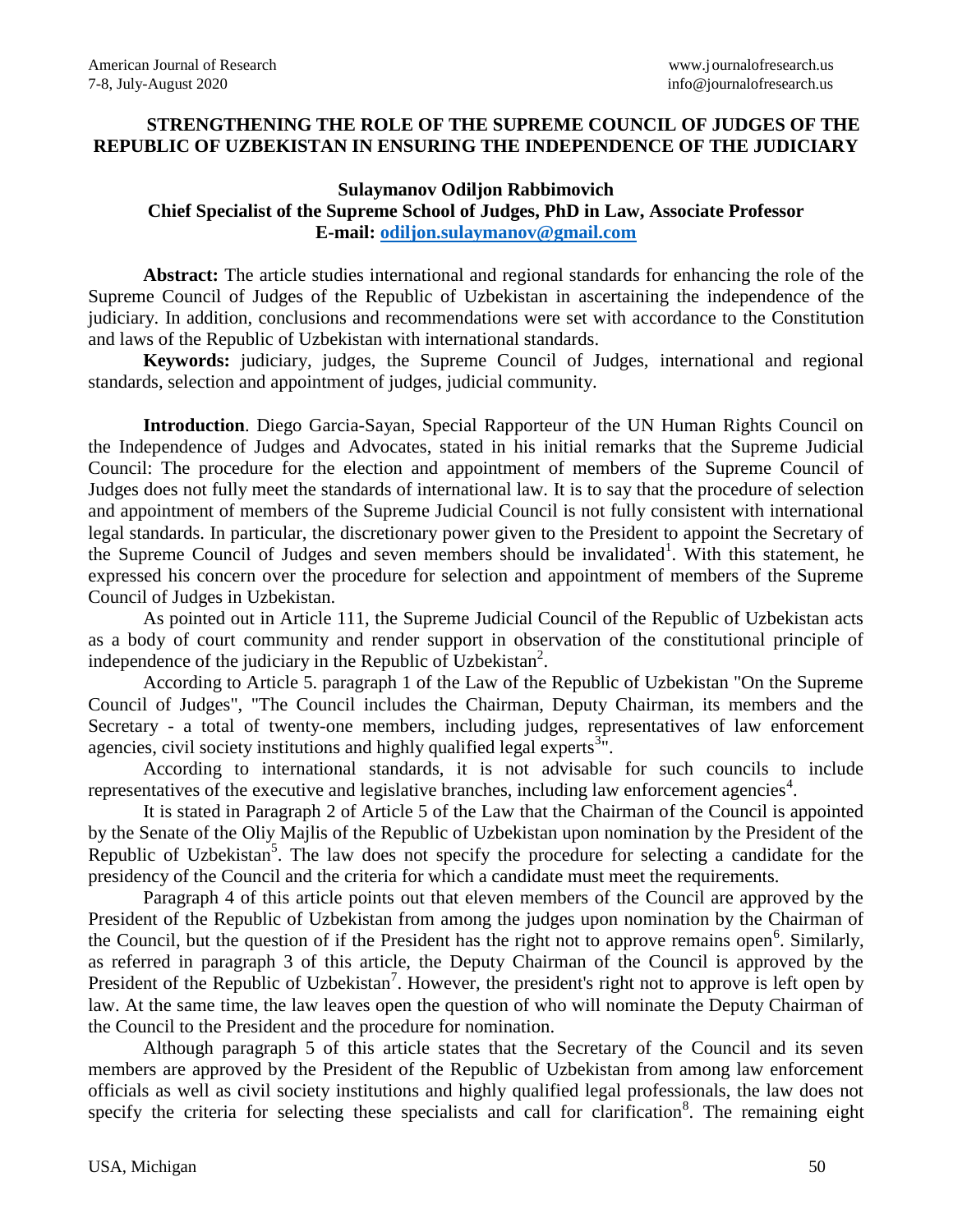# STRENGTHENING THE ROLE OF THE SUPREME COUNCIL OF JUDGES OF THE REPUBLIC OF UZBEKISTAN IN ENSURING THE INDEPENDENCE OF THE JUDICIARY

**Sulaymanov Odiljon Rabbimovich**
**Chief Specialist of the Supreme School of Judges, PhD in Law, Associate Professor**
**E-mail: odiljon.sulaymanov@gmail.com**

**Abstract:** The article studies international and regional standards for enhancing the role of the Supreme Council of Judges of the Republic of Uzbekistan in ascertaining the independence of the judiciary. In addition, conclusions and recommendations were set with accordance to the Constitution and laws of the Republic of Uzbekistan with international standards.

**Keywords:** judiciary, judges, the Supreme Council of Judges, international and regional standards, selection and appointment of judges, judicial community.

**Introduction**. Diego Garcia-Sayan, Special Rapporteur of the UN Human Rights Council on the Independence of Judges and Advocates, stated in his initial remarks that the Supreme Judicial Council: The procedure for the election and appointment of members of the Supreme Council of Judges does not fully meet the standards of international law. It is to say that the procedure of selection and appointment of members of the Supreme Judicial Council is not fully consistent with international legal standards. In particular, the discretionary power given to the President to appoint the Secretary of the Supreme Council of Judges and seven members should be invalidated[1]. With this statement, he expressed his concern over the procedure for selection and appointment of members of the Supreme Council of Judges in Uzbekistan.

As pointed out in Article 111, the Supreme Judicial Council of the Republic of Uzbekistan acts as a body of court community and render support in observation of the constitutional principle of independence of the judiciary in the Republic of Uzbekistan[2].

According to Article 5. paragraph 1 of the Law of the Republic of Uzbekistan "On the Supreme Council of Judges", "The Council includes the Chairman, Deputy Chairman, its members and the Secretary - a total of twenty-one members, including judges, representatives of law enforcement agencies, civil society institutions and highly qualified legal experts[3]".

According to international standards, it is not advisable for such councils to include representatives of the executive and legislative branches, including law enforcement agencies[4].

It is stated in Paragraph 2 of Article 5 of the Law that the Chairman of the Council is appointed by the Senate of the Oliy Majlis of the Republic of Uzbekistan upon nomination by the President of the Republic of Uzbekistan[5]. The law does not specify the procedure for selecting a candidate for the presidency of the Council and the criteria for which a candidate must meet the requirements.

Paragraph 4 of this article points out that eleven members of the Council are approved by the President of the Republic of Uzbekistan from among the judges upon nomination by the Chairman of the Council, but the question of if the President has the right not to approve remains open[6]. Similarly, as referred in paragraph 3 of this article, the Deputy Chairman of the Council is approved by the President of the Republic of Uzbekistan[7]. However, the president's right not to approve is left open by law. At the same time, the law leaves open the question of who will nominate the Deputy Chairman of the Council to the President and the procedure for nomination.

Although paragraph 5 of this article states that the Secretary of the Council and its seven members are approved by the President of the Republic of Uzbekistan from among law enforcement officials as well as civil society institutions and highly qualified legal professionals, the law does not specify the criteria for selecting these specialists and call for clarification[8]. The remaining eight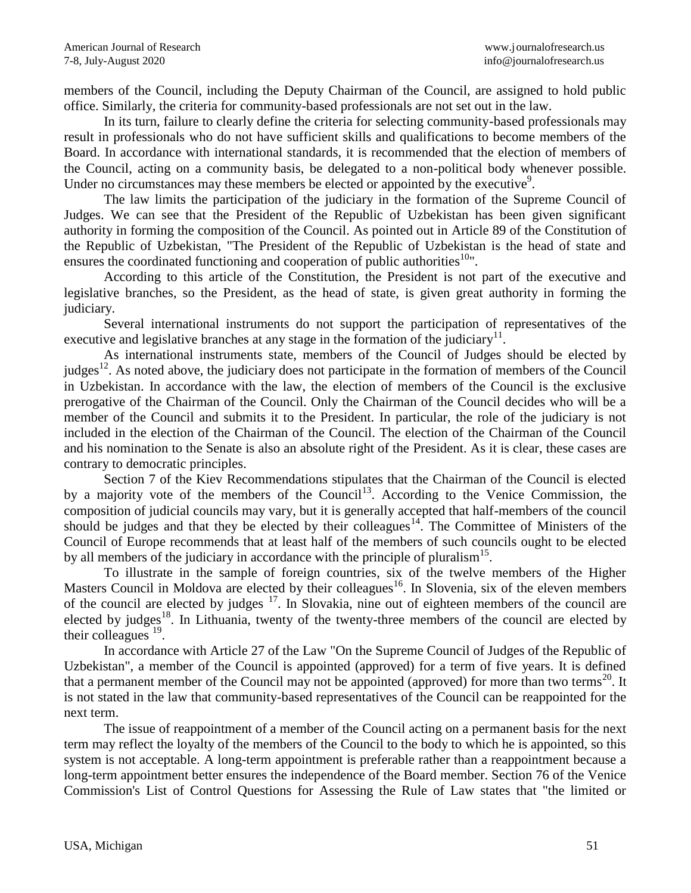members of the Council, including the Deputy Chairman of the Council, are assigned to hold public office. Similarly, the criteria for community-based professionals are not set out in the law.

In its turn, failure to clearly define the criteria for selecting community-based professionals may result in professionals who do not have sufficient skills and qualifications to become members of the Board. In accordance with international standards, it is recommended that the election of members of the Council, acting on a community basis, be delegated to a non-political body whenever possible. Under no circumstances may these members be elected or appointed by the executive[9].

The law limits the participation of the judiciary in the formation of the Supreme Council of Judges. We can see that the President of the Republic of Uzbekistan has been given significant authority in forming the composition of the Council. As pointed out in Article 89 of the Constitution of the Republic of Uzbekistan, "The President of the Republic of Uzbekistan is the head of state and ensures the coordinated functioning and cooperation of public authorities[10]".

According to this article of the Constitution, the President is not part of the executive and legislative branches, so the President, as the head of state, is given great authority in forming the judiciary.

Several international instruments do not support the participation of representatives of the executive and legislative branches at any stage in the formation of the judiciary[11].

As international instruments state, members of the Council of Judges should be elected by judges[12]. As noted above, the judiciary does not participate in the formation of members of the Council in Uzbekistan. In accordance with the law, the election of members of the Council is the exclusive prerogative of the Chairman of the Council. Only the Chairman of the Council decides who will be a member of the Council and submits it to the President. In particular, the role of the judiciary is not included in the election of the Chairman of the Council. The election of the Chairman of the Council and his nomination to the Senate is also an absolute right of the President. As it is clear, these cases are contrary to democratic principles.

Section 7 of the Kiev Recommendations stipulates that the Chairman of the Council is elected by a majority vote of the members of the Council[13]. According to the Venice Commission, the composition of judicial councils may vary, but it is generally accepted that half-members of the council should be judges and that they be elected by their colleagues[14]. The Committee of Ministers of the Council of Europe recommends that at least half of the members of such councils ought to be elected by all members of the judiciary in accordance with the principle of pluralism[15].

To illustrate in the sample of foreign countries, six of the twelve members of the Higher Masters Council in Moldova are elected by their colleagues[16]. In Slovenia, six of the eleven members of the council are elected by judges [17]. In Slovakia, nine out of eighteen members of the council are elected by judges[18]. In Lithuania, twenty of the twenty-three members of the council are elected by their colleagues [19].

In accordance with Article 27 of the Law "On the Supreme Council of Judges of the Republic of Uzbekistan", a member of the Council is appointed (approved) for a term of five years. It is defined that a permanent member of the Council may not be appointed (approved) for more than two terms[20]. It is not stated in the law that community-based representatives of the Council can be reappointed for the next term.

The issue of reappointment of a member of the Council acting on a permanent basis for the next term may reflect the loyalty of the members of the Council to the body to which he is appointed, so this system is not acceptable. A long-term appointment is preferable rather than a reappointment because a long-term appointment better ensures the independence of the Board member. Section 76 of the Venice Commission's List of Control Questions for Assessing the Rule of Law states that "the limited or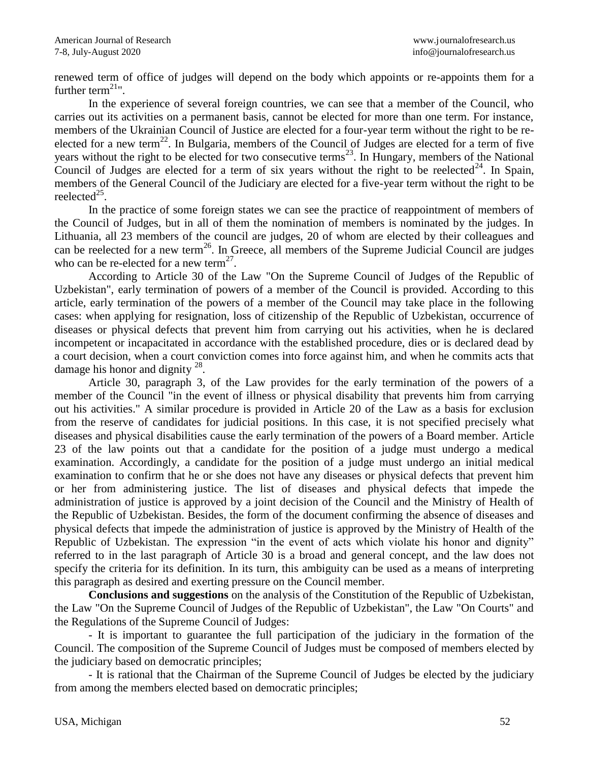renewed term of office of judges will depend on the body which appoints or re-appoints them for a further term[21]".

In the experience of several foreign countries, we can see that a member of the Council, who carries out its activities on a permanent basis, cannot be elected for more than one term. For instance, members of the Ukrainian Council of Justice are elected for a four-year term without the right to be re-elected for a new term[22]. In Bulgaria, members of the Council of Judges are elected for a term of five years without the right to be elected for two consecutive terms[23]. In Hungary, members of the National Council of Judges are elected for a term of six years without the right to be reelected[24]. In Spain, members of the General Council of the Judiciary are elected for a five-year term without the right to be reelected[25].

In the practice of some foreign states we can see the practice of reappointment of members of the Council of Judges, but in all of them the nomination of members is nominated by the judges. In Lithuania, all 23 members of the council are judges, 20 of whom are elected by their colleagues and can be reelected for a new term[26]. In Greece, all members of the Supreme Judicial Council are judges who can be re-elected for a new term[27].

According to Article 30 of the Law "On the Supreme Council of Judges of the Republic of Uzbekistan", early termination of powers of a member of the Council is provided. According to this article, early termination of the powers of a member of the Council may take place in the following cases: when applying for resignation, loss of citizenship of the Republic of Uzbekistan, occurrence of diseases or physical defects that prevent him from carrying out his activities, when he is declared incompetent or incapacitated in accordance with the established procedure, dies or is declared dead by a court decision, when a court conviction comes into force against him, and when he commits acts that damage his honor and dignity [28].

Article 30, paragraph 3, of the Law provides for the early termination of the powers of a member of the Council "in the event of illness or physical disability that prevents him from carrying out his activities." A similar procedure is provided in Article 20 of the Law as a basis for exclusion from the reserve of candidates for judicial positions. In this case, it is not specified precisely what diseases and physical disabilities cause the early termination of the powers of a Board member. Article 23 of the law points out that a candidate for the position of a judge must undergo a medical examination. Accordingly, a candidate for the position of a judge must undergo an initial medical examination to confirm that he or she does not have any diseases or physical defects that prevent him or her from administering justice. The list of diseases and physical defects that impede the administration of justice is approved by a joint decision of the Council and the Ministry of Health of the Republic of Uzbekistan. Besides, the form of the document confirming the absence of diseases and physical defects that impede the administration of justice is approved by the Ministry of Health of the Republic of Uzbekistan. The expression "in the event of acts which violate his honor and dignity" referred to in the last paragraph of Article 30 is a broad and general concept, and the law does not specify the criteria for its definition. In its turn, this ambiguity can be used as a means of interpreting this paragraph as desired and exerting pressure on the Council member.

**Conclusions and suggestions** on the analysis of the Constitution of the Republic of Uzbekistan, the Law "On the Supreme Council of Judges of the Republic of Uzbekistan", the Law "On Courts" and the Regulations of the Supreme Council of Judges:

- It is important to guarantee the full participation of the judiciary in the formation of the Council. The composition of the Supreme Council of Judges must be composed of members elected by the judiciary based on democratic principles;
- It is rational that the Chairman of the Supreme Council of Judges be elected by the judiciary from among the members elected based on democratic principles;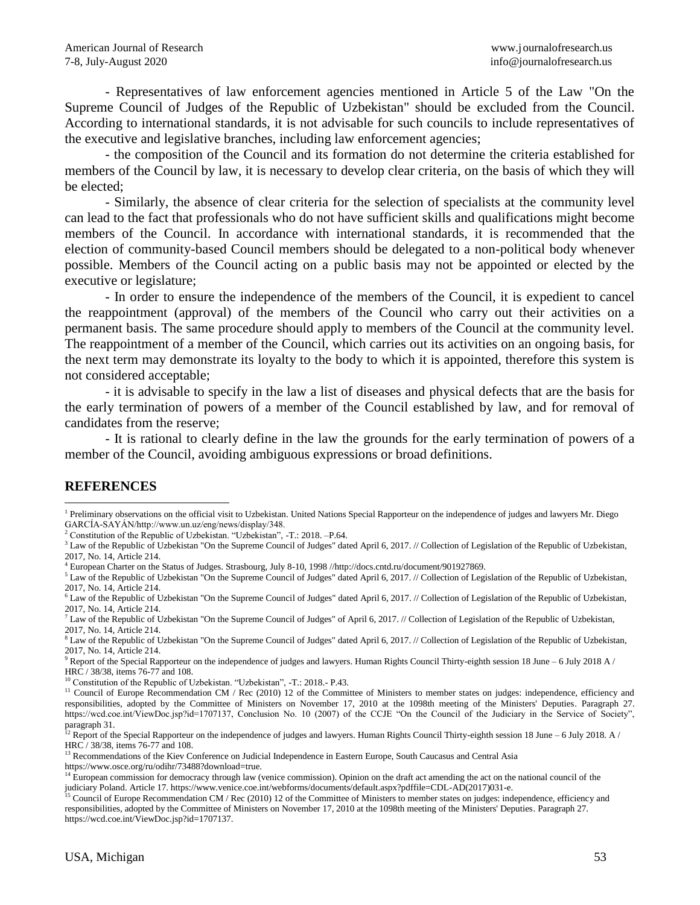- Representatives of law enforcement agencies mentioned in Article 5 of the Law "On the Supreme Council of Judges of the Republic of Uzbekistan" should be excluded from the Council. According to international standards, it is not advisable for such councils to include representatives of the executive and legislative branches, including law enforcement agencies;

- the composition of the Council and its formation do not determine the criteria established for members of the Council by law, it is necessary to develop clear criteria, on the basis of which they will be elected;

- Similarly, the absence of clear criteria for the selection of specialists at the community level can lead to the fact that professionals who do not have sufficient skills and qualifications might become members of the Council. In accordance with international standards, it is recommended that the election of community-based Council members should be delegated to a non-political body whenever possible. Members of the Council acting on a public basis may not be appointed or elected by the executive or legislature;

- In order to ensure the independence of the members of the Council, it is expedient to cancel the reappointment (approval) of the members of the Council who carry out their activities on a permanent basis. The same procedure should apply to members of the Council at the community level. The reappointment of a member of the Council, which carries out its activities on an ongoing basis, for the next term may demonstrate its loyalty to the body to which it is appointed, therefore this system is not considered acceptable;

- it is advisable to specify in the law a list of diseases and physical defects that are the basis for the early termination of powers of a member of the Council established by law, and for removal of candidates from the reserve;

- It is rational to clearly define in the law the grounds for the early termination of powers of a member of the Council, avoiding ambiguous expressions or broad definitions.

## REFERENCES

[1] Preliminary observations on the official visit to Uzbekistan. United Nations Special Rapporteur on the independence of judges and lawyers Mr. Diego GARCÍA-SAYÁN/http://www.un.uz/eng/news/display/348.

[2] Constitution of the Republic of Uzbekistan. "Uzbekistan", -T.: 2018. –P.64.

[3] Law of the Republic of Uzbekistan "On the Supreme Council of Judges" dated April 6, 2017. // Collection of Legislation of the Republic of Uzbekistan, 2017, No. 14, Article 214.

[4] European Charter on the Status of Judges. Strasbourg, July 8-10, 1998 //http://docs.cntd.ru/document/901927869.

[5] Law of the Republic of Uzbekistan "On the Supreme Council of Judges" dated April 6, 2017. // Collection of Legislation of the Republic of Uzbekistan, 2017, No. 14, Article 214.

[6] Law of the Republic of Uzbekistan "On the Supreme Council of Judges" dated April 6, 2017. // Collection of Legislation of the Republic of Uzbekistan, 2017, No. 14, Article 214.

[7] Law of the Republic of Uzbekistan "On the Supreme Council of Judges" of April 6, 2017. // Collection of Legislation of the Republic of Uzbekistan, 2017, No. 14, Article 214.

[8] Law of the Republic of Uzbekistan "On the Supreme Council of Judges" dated April 6, 2017. // Collection of Legislation of the Republic of Uzbekistan, 2017, No. 14, Article 214.

[9] Report of the Special Rapporteur on the independence of judges and lawyers. Human Rights Council Thirty-eighth session 18 June – 6 July 2018 A / HRC / 38/38, items 76-77 and 108.

[10] Constitution of the Republic of Uzbekistan. "Uzbekistan", -T.: 2018.- P.43.

[11] Council of Europe Recommendation CM / Rec (2010) 12 of the Committee of Ministers to member states on judges: independence, efficiency and responsibilities, adopted by the Committee of Ministers on November 17, 2010 at the 1098th meeting of the Ministers' Deputies. Paragraph 27. https://wcd.coe.int/ViewDoc.jsp?id=1707137, Conclusion No. 10 (2007) of the CCJE "On the Council of the Judiciary in the Service of Society", paragraph 31.

[12] Report of the Special Rapporteur on the independence of judges and lawyers. Human Rights Council Thirty-eighth session 18 June – 6 July 2018. A / HRC / 38/38, items 76-77 and 108.

[13] Recommendations of the Kiev Conference on Judicial Independence in Eastern Europe, South Caucasus and Central Asia https://www.osce.org/ru/odihr/73488?download=true.

[14] European commission for democracy through law (venice commission). Opinion on the draft act amending the act on the national council of the judiciary Poland. Article 17. https://www.venice.coe.int/webforms/documents/default.aspx?pdffile=CDL-AD(2017)031-e.

[15] Council of Europe Recommendation CM / Rec (2010) 12 of the Committee of Ministers to member states on judges: independence, efficiency and responsibilities, adopted by the Committee of Ministers on November 17, 2010 at the 1098th meeting of the Ministers' Deputies. Paragraph 27. https://wcd.coe.int/ViewDoc.jsp?id=1707137.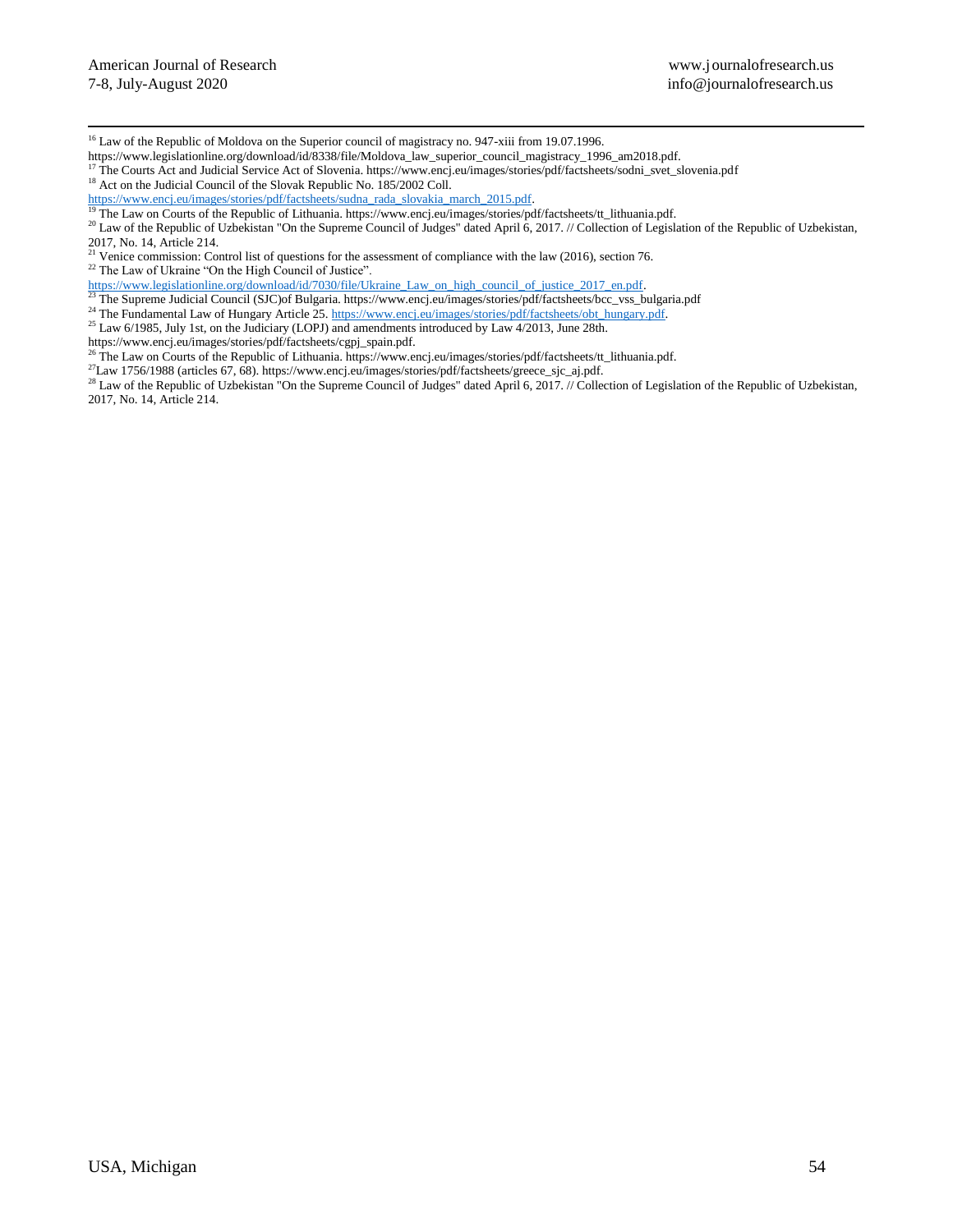[16] Law of the Republic of Moldova on the Superior council of magistracy no. 947-xiii from 19.07.1996. https://www.legislationline.org/download/id/8338/file/Moldova_law_superior_council_magistracy_1996_am2018.pdf.

[17] The Courts Act and Judicial Service Act of Slovenia. https://www.encj.eu/images/stories/pdf/factsheets/sodni_svet_slovenia.pdf

[18] Act on the Judicial Council of the Slovak Republic No. 185/2002 Coll. https://www.encj.eu/images/stories/pdf/factsheets/sudna_rada_slovakia_march_2015.pdf.

[19] The Law on Courts of the Republic of Lithuania. https://www.encj.eu/images/stories/pdf/factsheets/tt_lithuania.pdf.

[20] Law of the Republic of Uzbekistan "On the Supreme Council of Judges" dated April 6, 2017. // Collection of Legislation of the Republic of Uzbekistan, 2017, No. 14, Article 214.

[21] Venice commission: Control list of questions for the assessment of compliance with the law (2016), section 76.

[22] The Law of Ukraine "On the High Council of Justice". https://www.legislationline.org/download/id/7030/file/Ukraine_Law_on_high_council_of_justice_2017_en.pdf.

[23] The Supreme Judicial Council (SJC)of Bulgaria. https://www.encj.eu/images/stories/pdf/factsheets/bcc_vss_bulgaria.pdf

[24] The Fundamental Law of Hungary Article 25. https://www.encj.eu/images/stories/pdf/factsheets/obt_hungary.pdf.

[25] Law 6/1985, July 1st, on the Judiciary (LOPJ) and amendments introduced by Law 4/2013, June 28th. https://www.encj.eu/images/stories/pdf/factsheets/cgpj_spain.pdf.

[26] The Law on Courts of the Republic of Lithuania. https://www.encj.eu/images/stories/pdf/factsheets/tt_lithuania.pdf.

[27] Law 1756/1988 (articles 67, 68). https://www.encj.eu/images/stories/pdf/factsheets/greece_sjc_aj.pdf.

[28] Law of the Republic of Uzbekistan "On the Supreme Council of Judges" dated April 6, 2017. // Collection of Legislation of the Republic of Uzbekistan, 2017, No. 14, Article 214.